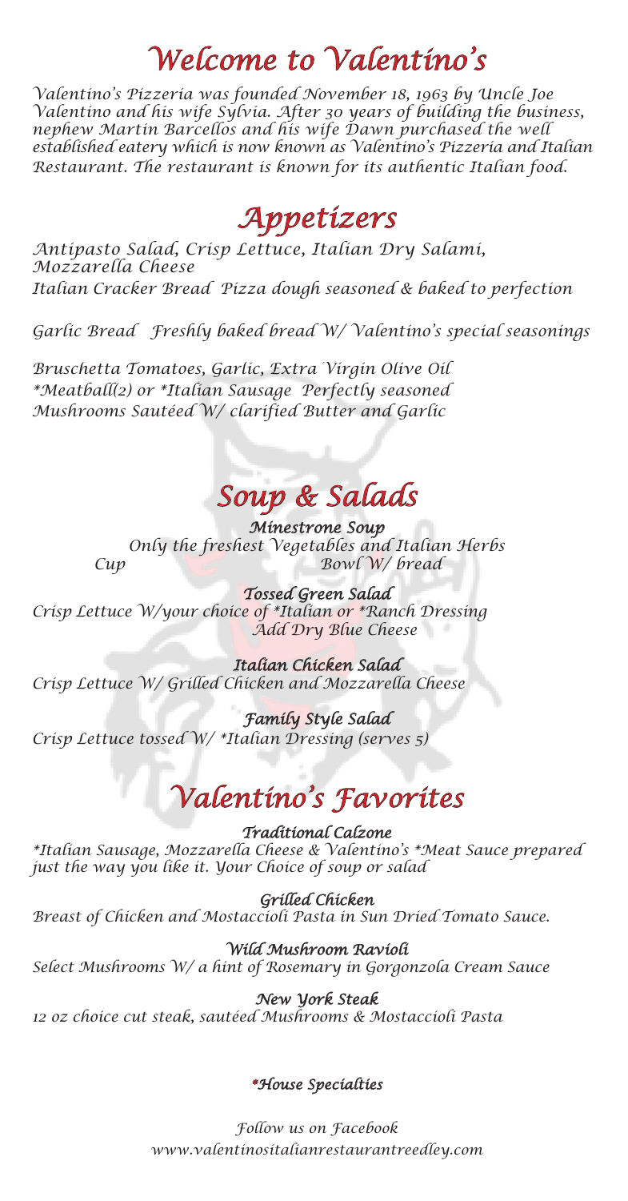# Welcome to Valentino's

*Valentino's Pizzeria was founded November 18, 1963 by Uncle Joe Valentino and his wife Sylvia. After 30 years of building the business, nephew Martin Barcellos and his wife Dawn purchased the well established eatery which is now known as Valentino's Pizzeria and Italian Restaurant. The restaurant is known for its authentic Italian food.*

## Appetizers

*Antipasto Salad, Crisp Lettuce, Italian Dry Salami, Mozzarella Cheese*

*Italian Cracker Bread Pizza dough seasoned & baked to perfection*

*Garlic Bread Freshly baked bread W/ Valentino's special seasonings*

*Bruschetta Tomatoes, Garlic, Extra Virgin Olive Oil*

**Meatball(2) or *Italian Sausage Perfectly seasoned*

*Mushrooms Sautéed W/ clarified Butter and Garlic*

## Soup & Salads

***Minestrone Soup***

*Only the freshest Vegetables and Italian Herbs*

*Cup* *Bowl W/ bread*

***Tossed Green Salad***

*Crisp Lettuce W/your choice of *Italian or *Ranch Dressing*

*Add Dry Blue Cheese*

***Italian Chicken Salad***

*Crisp Lettuce W/ Grilled Chicken and Mozzarella Cheese*

***Family Style Salad***

*Crisp Lettuce tossed W/ *Italian Dressing (serves 5)*

## Valentino's Favorites

***Traditional Calzone***

**Italian Sausage, Mozzarella Cheese & Valentino's *Meat Sauce prepared just the way you like it. Your Choice of soup or salad*

***Grilled Chicken***

*Breast of Chicken and Mostaccioli Pasta in Sun Dried Tomato Sauce.*

***Wild Mushroom Ravioli***

*Select Mushrooms W/ a hint of Rosemary in Gorgonzola Cream Sauce*

***New York Steak***

*12 oz choice cut steak, sautéed Mushrooms & Mostaccioli Pasta*

**House Specialties*

*Follow us on Facebook*

*www.valentinositalianrestaurantreedley.com*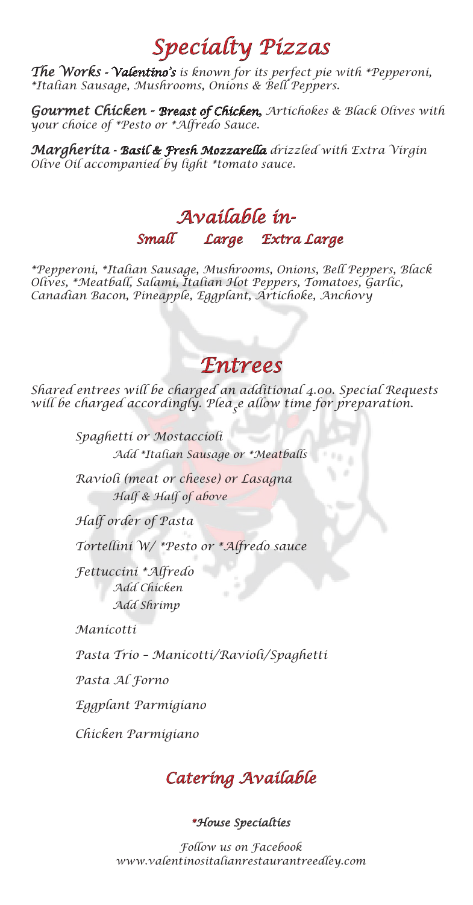# Specialty Pizzas

***The Works - Valentino's*** *is known for its perfect pie with *Pepperoni, *Italian Sausage, Mushrooms, Onions & Bell Peppers.*

***Gourmet Chicken - Breast of Chicken,*** *Artichokes & Black Olives with your choice of *Pesto or *Alfredo Sauce.*

***Margherita - Basil & Fresh Mozzarella*** *drizzled with Extra Virgin Olive Oil accompanied by light *tomato sauce.*

## Available in-

*Small Large Extra Large*

*\*Pepperoni, \*Italian Sausage, Mushrooms, Onions, Bell Peppers, Black Olives, \*Meatball, Salami, Italian Hot Peppers, Tomatoes, Garlic, Canadian Bacon, Pineapple, Eggplant, Artichoke, Anchovy*

# Entrees

*Shared entrees will be charged an additional 4.00. Special Requests will be charged accordingly. Please allow time for preparation.*

*Spaghetti or Mostaccioli*
- *Add \*Italian Sausage or \*Meatballs*

*Ravioli (meat or cheese) or Lasagna*
- *Half & Half of above*

*Half order of Pasta*

*Tortellini W/ \*Pesto or \*Alfredo sauce*

*Fettuccini \*Alfredo*
- *Add Chicken*
- *Add Shrimp*

*Manicotti*

*Pasta Trio – Manicotti/Ravioli/Spaghetti*

*Pasta Al Forno*

*Eggplant Parmigiano*

*Chicken Parmigiano*

## Catering Available

*\*House Specialties*

*Follow us on Facebook*
*www.valentinositalianrestaurantreedley.com*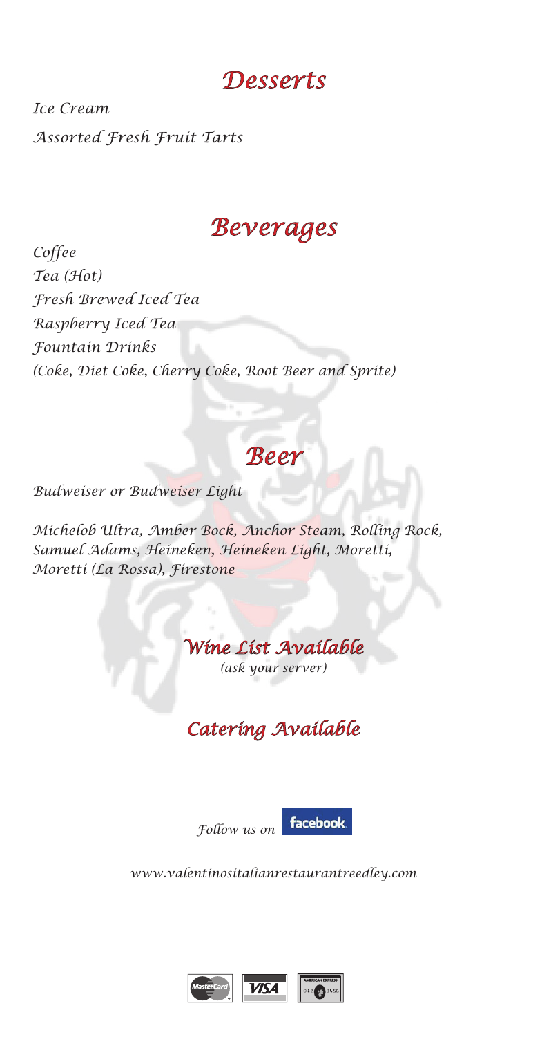## Desserts

*Ice Cream*

*Assorted Fresh Fruit Tarts*

## Beverages

*Coffee*
*Tea (Hot)*
*Fresh Brewed Iced Tea*
*Raspberry Iced Tea*
*Fountain Drinks*
*(Coke, Diet Coke, Cherry Coke, Root Beer and Sprite)*

## Beer

*Budweiser or Budweiser Light*

*Michelob Ultra, Amber Bock, Anchor Steam, Rolling Rock, Samuel Adams, Heineken, Heineken Light, Moretti, Moretti (La Rossa), Firestone*

### Wine List Available

*(ask your server)*

## Catering Available

*Follow us on* facebook

*www.valentinositalianrestaurantreedley.com*